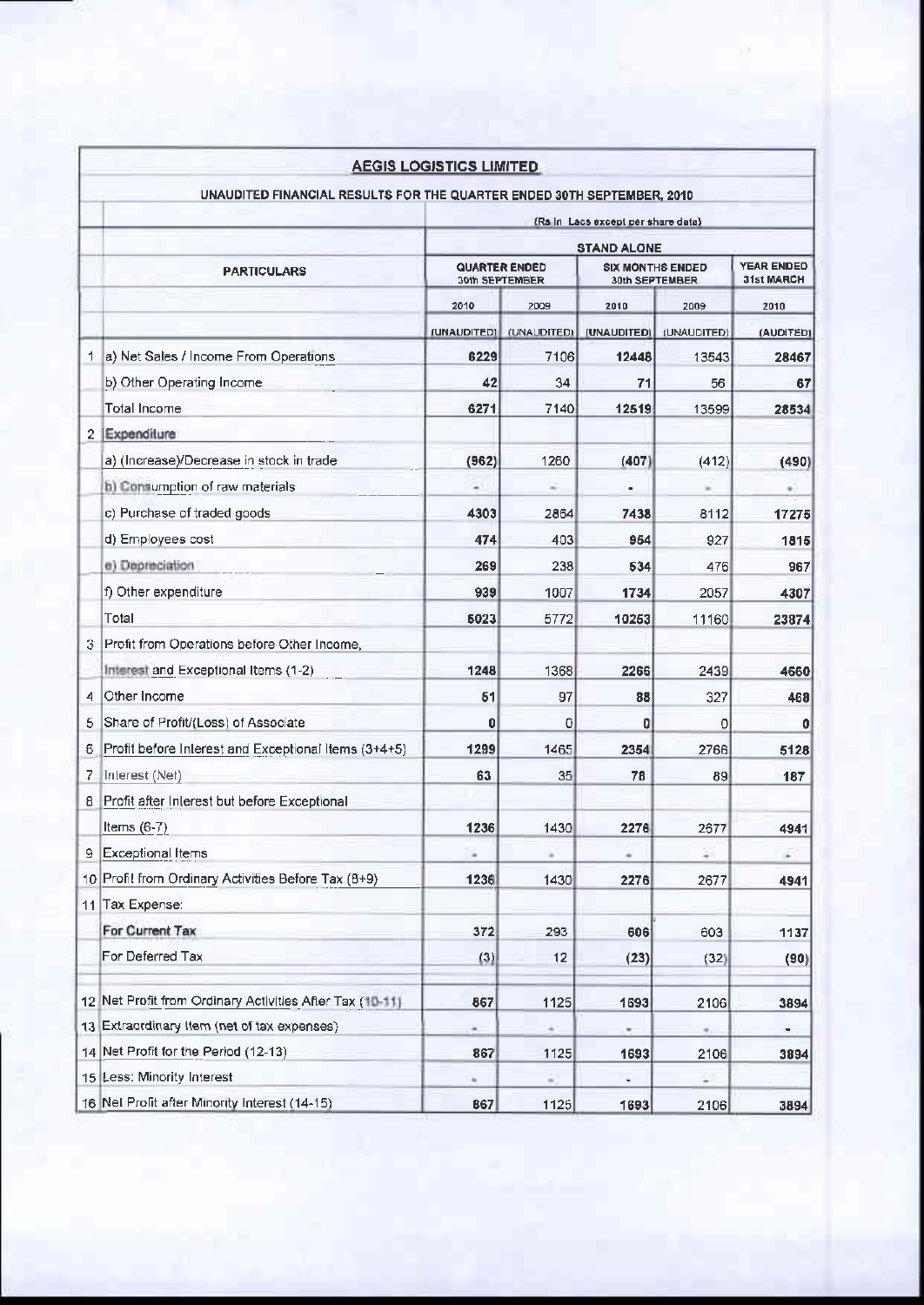# AEGIS LOGISTICS LIMITED

## UNAUDITED FINANCIAL RESULTS FOR THE QUARTER ENDED 30TH SEPTEMBER, 2010

(Rs In Lacs except per share data)

| | PARTICULARS | STAND ALONE | | | | |
|---|---|---|---|---|---|---|
| | | QUARTER ENDED 30th SEPTEMBER | | SIX MONTHS ENDED 30th SEPTEMBER | | YEAR ENDED 31st MARCH |
| | | 2010 | 2009 | 2010 | 2009 | 2010 |
| | | (UNAUDITED) | (UNAUDITED) | (UNAUDITED) | (UNAUDITED) | (AUDITED) |
| 1 | a) Net Sales / Income From Operations | 6229 | 7106 | 12448 | 13543 | 28467 |
| | b) Other Operating Income | 42 | 34 | 71 | 56 | 67 |
| | Total Income | 6271 | 7140 | 12519 | 13599 | 28534 |
| 2 | Expenditure | | | | | |
| | a) (Increase)/Decrease in stock in trade | (962) | 1260 | (407) | (412) | (490) |
| | b) Consumption of raw materials | - | - | - | - | - |
| | c) Purchase of traded goods | 4303 | 2864 | 7438 | 8112 | 17275 |
| | d) Employees cost | 474 | 403 | 954 | 927 | 1815 |
| | e) Depreciation | 269 | 238 | 534 | 476 | 967 |
| | f) Other expenditure | 939 | 1007 | 1734 | 2057 | 4307 |
| | Total | 5023 | 5772 | 10253 | 11160 | 23874 |
| 3 | Profit from Operations before Other Income, Interest and Exceptional Items (1-2) | 1248 | 1368 | 2266 | 2439 | 4660 |
| 4 | Other Income | 51 | 97 | 88 | 327 | 468 |
| 5 | Share of Profit/(Loss) of Associate | 0 | 0 | 0 | 0 | 0 |
| 6 | Profit before Interest and Exceptional Items (3+4+5) | 1299 | 1465 | 2354 | 2766 | 5128 |
| 7 | Interest (Net) | 63 | 35 | 78 | 89 | 187 |
| 8 | Profit after Interest but before Exceptional Items (6-7) | 1236 | 1430 | 2276 | 2677 | 4941 |
| 9 | Exceptional Items | - | - | - | - | - |
| 10 | Profit from Ordinary Activities Before Tax (8+9) | 1236 | 1430 | 2276 | 2677 | 4941 |
| 11 | Tax Expense: | | | | | |
| | For Current Tax | 372 | 293 | 606 | 603 | 1137 |
| | For Deferred Tax | (3) | 12 | (23) | (32) | (90) |
| 12 | Net Profit from Ordinary Activities After Tax (10-11) | 867 | 1125 | 1693 | 2106 | 3894 |
| 13 | Extraordinary Item (net of tax expenses) | - | - | - | - | - |
| 14 | Net Profit for the Period (12-13) | 867 | 1125 | 1693 | 2106 | 3894 |
| 15 | Less: Minority Interest | - | - | - | - | |
| 16 | Net Profit after Minority Interest (14-15) | 867 | 1125 | 1693 | 2106 | 3894 |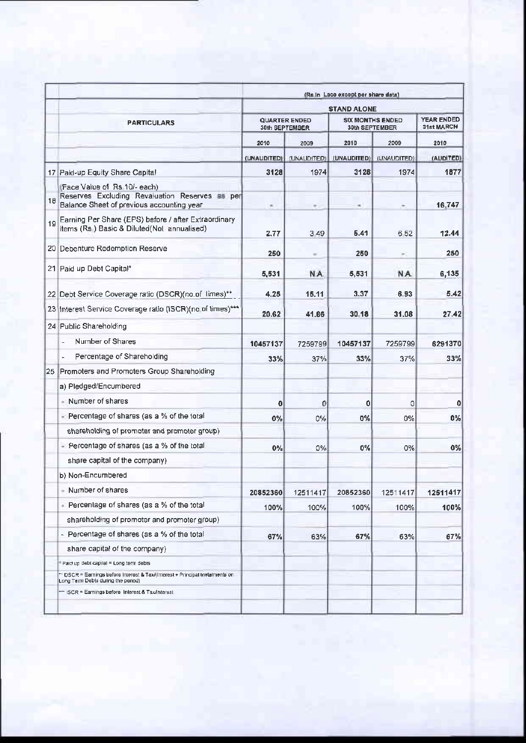|  | PARTICULARS | (Rs In Lacs except per share data) |  |  |  |  |
|---|---|---|---|---|---|---|
|  |  | STAND ALONE |  |  |  |  |
|  |  | QUARTER ENDED 30th SEPTEMBER |  | SIX MONTHS ENDED 30th SEPTEMBER |  | YEAR ENDED 31st MARCH |
|  |  | 2010 | 2009 | 2010 | 2009 | 2010 |
|  |  | (UNAUDITED) | (UNAUDITED) | (UNAUDITED) | (UNAUDITED) | (AUDITED) |
| 17 | Paid-up Equity Share Capital | 3128 | 1974 | 3128 | 1974 | 1877 |
|  | (Face Value of Rs 10/- each) |  |  |  |  |  |
| 18 | Reserves Excluding Revaluation Reserves as per Balance Sheet of previous accounting year | - | - | - | - | 16,747 |
| 19 | Earning Per Share (EPS) before / after Extraordinary items (Rs.) Basic & Diluted(Not annualised) | 2.77 | 3.49 | 5.41 | 6.52 | 12.44 |
| 20 | Debenture Redemption Reserve | 250 | - | 250 | - | 250 |
| 21 | Paid up Debt Capital* | 5,531 | N.A. | 5,531 | N.A. | 6,135 |
| 22 | Debt Service Coverage ratio (DSCR)(no.of times)** | 4.25 | 15.11 | 3.37 | 6.93 | 5.42 |
| 23 | Interest Service Coverage ratio (ISCR)(no.of times)*** | 20.62 | 41.66 | 30.18 | 31.08 | 27.42 |
| 24 | Public Shareholding |  |  |  |  |  |
|  | - Number of Shares | 10457137 | 7259799 | 10457137 | 7259799 | 6291370 |
|  | - Percentage of Shareholding | 33% | 37% | 33% | 37% | 33% |
| 25 | Promoters and Promoters Group Shareholding |  |  |  |  |  |
|  | a) Pledged/Encumbered |  |  |  |  |  |
|  | - Number of shares | 0 | 0 | 0 | 0 | 0 |
|  | - Percentage of shares (as a % of the total | 0% | 0% | 0% | 0% | 0% |
|  | shareholding of promoter and promoter group) |  |  |  |  |  |
|  | - Percentage of shares (as a % of the total | 0% | 0% | 0% | 0% | 0% |
|  | share capital of the company) |  |  |  |  |  |
|  | b) Non-Encumbered |  |  |  |  |  |
|  | - Number of shares | 20852360 | 12511417 | 20852360 | 12511417 | 12511417 |
|  | - Percentage of shares (as a % of the total | 100% | 100% | 100% | 100% | 100% |
|  | shareholding of promoter and promoter group) |  |  |  |  |  |
|  | - Percentage of shares (as a % of the total | 67% | 63% | 67% | 63% | 67% |
|  | share capital of the company) |  |  |  |  |  |
|  | * Paid up debt capital = Long term debts |  |  |  |  |  |
|  | ** DSCR = Earnings before Interest & Tax/(Interest + Principal Instalments on Long Term Debts during the period) |  |  |  |  |  |
|  | *** ISCR = Earnings before Interest & Tax/Interest |  |  |  |  |  |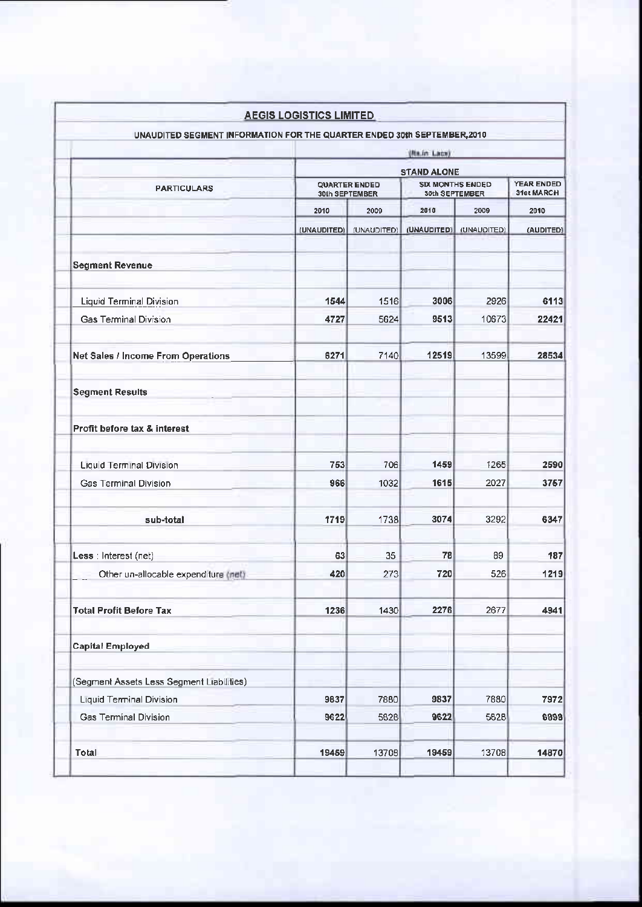## AEGIS LOGISTICS LIMITED

### UNAUDITED SEGMENT INFORMATION FOR THE QUARTER ENDED 30th SEPTEMBER,2010

(Rs.in Lacs)

| PARTICULARS | STAND ALONE | | | | |
|---|---|---|---|---|---|
| | QUARTER ENDED 30th SEPTEMBER | | SIX MONTHS ENDED 30th SEPTEMBER | | YEAR ENDED 31st MARCH |
| | 2010 | 2009 | 2010 | 2009 | 2010 |
| | (UNAUDITED) | (UNAUDITED) | (UNAUDITED) | (UNAUDITED) | (AUDITED) |
| **Segment Revenue** | | | | | |
| Liquid Terminal Division | 1544 | 1516 | 3006 | 2926 | 6113 |
| Gas Terminal Division | 4727 | 5624 | 9513 | 10673 | 22421 |
| **Net Sales / Income From Operations** | 6271 | 7140 | 12519 | 13599 | 28534 |
| **Segment Results** | | | | | |
| **Profit before tax & interest** | | | | | |
| Liquid Terminal Division | 753 | 706 | 1459 | 1265 | 2590 |
| Gas Terminal Division | 966 | 1032 | 1615 | 2027 | 3757 |
| **sub-total** | 1719 | 1738 | 3074 | 3292 | 6347 |
| **Less** : Interest (net) | 63 | 35 | 78 | 89 | 187 |
| Other un-allocable expenditure (net) | 420 | 273 | 720 | 526 | 1219 |
| **Total Profit Before Tax** | 1236 | 1430 | 2276 | 2677 | 4941 |
| **Capital Employed** | | | | | |
| (Segment Assets Less Segment Liabilities) | | | | | |
| Liquid Terminal Division | 9837 | 7880 | 9837 | 7880 | 7972 |
| Gas Terminal Division | 9622 | 5828 | 9622 | 5828 | 6898 |
| Total | 19459 | 13708 | 19459 | 13708 | 14870 |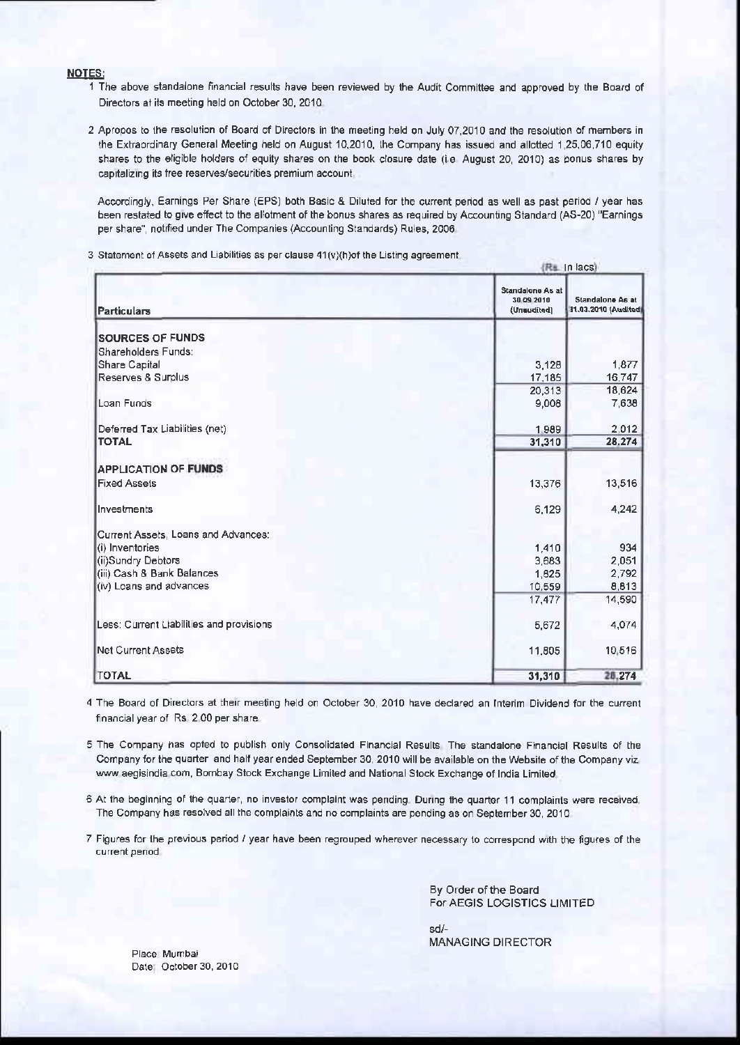**NOTES:**

1 The above standalone financial results have been reviewed by the Audit Committee and approved by the Board of Directors at its meeting held on October 30, 2010.

2 Apropos to the resolution of Board of Directors in the meeting held on July 07,2010 and the resolution of members in the Extraordinary General Meeting held on August 10,2010, the Company has issued and allotted 1,25,06,710 equity shares to the eligible holders of equity shares on the book closure date (i.e. August 20, 2010) as bonus shares by capitalizing its free reserves/securities premium account.

Accordingly, Earnings Per Share (EPS) both Basic & Diluted for the current period as well as past period / year has been restated to give effect to the allotment of the bonus shares as required by Accounting Standard (AS-20) "Earnings per share", notified under The Companies (Accounting Standards) Rules, 2006.

3 Statement of Assets and Liabilities as per clause 41(v)(h)of the Listing agreement.

(Rs. in lacs)

| Particulars | Standalone As at 30.09.2010 (Unaudited) | Standalone As at 31.03.2010 (Audited) |
|---|---|---|
| **SOURCES OF FUNDS** | | |
| Shareholders Funds: | | |
| Share Capital | 3,128 | 1,877 |
| Reserves & Surplus | 17,185 | 16,747 |
| | 20,313 | 18,624 |
| Loan Funds | 9,008 | 7,638 |
| Deferred Tax Liabilities (net) | 1,989 | 2,012 |
| **TOTAL** | **31,310** | **28,274** |
| **APPLICATION OF FUNDS** | | |
| Fixed Assets | 13,376 | 13,516 |
| Investments | 6,129 | 4,242 |
| Current Assets, Loans and Advances: | | |
| (i) Inventories | 1,410 | 934 |
| (ii)Sundry Debtors | 3,683 | 2,051 |
| (iii) Cash & Bank Balances | 1,825 | 2,792 |
| (iv) Loans and advances | 10,559 | 8,813 |
| | 17,477 | 14,590 |
| Less: Current Liabilities and provisions | 5,672 | 4,074 |
| Net Current Assets | 11,805 | 10,516 |
| **TOTAL** | **31,310** | **28,274** |

4 The Board of Directors at their meeting held on October 30, 2010 have declared an Interim Dividend for the current financial year of Rs. 2.00 per share.

5 The Company has opted to publish only Consolidated Financial Results. The standalone Financial Results of the Company for the quarter and half year ended September 30, 2010 will be available on the Website of the Company viz. www.aegisindia.com, Bombay Stock Exchange Limited and National Stock Exchange of India Limited.

6 At the beginning of the quarter, no investor complaint was pending. During the quarter 11 complaints were received. The Company has resolved all the complaints and no complaints are pending as on September 30, 2010.

7 Figures for the previous period / year have been regrouped wherever necessary to correspond with the figures of the current period.

By Order of the Board
For AEGIS LOGISTICS LIMITED

sd/-
MANAGING DIRECTOR

Place: Mumbai
Date: October 30, 2010